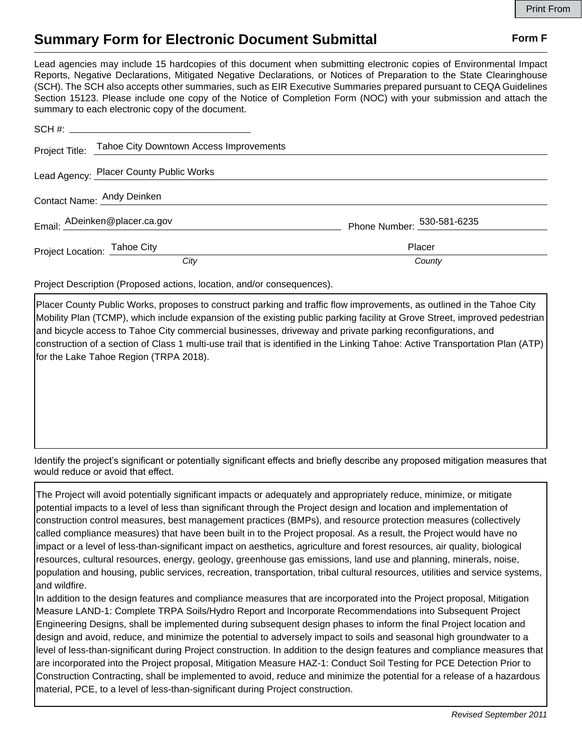# Summary Form for Electronic Document Submittal

**Form F**

Lead agencies may include 15 hardcopies of this document when submitting electronic copies of Environmental Impact Reports, Negative Declarations, Mitigated Negative Declarations, or Notices of Preparation to the State Clearinghouse (SCH). The SCH also accepts other summaries, such as EIR Executive Summaries prepared pursuant to CEQA Guidelines Section 15123. Please include one copy of the Notice of Completion Form (NOC) with your submission and attach the summary to each electronic copy of the document.

SCH #:

Project Title: Tahoe City Downtown Access Improvements

Lead Agency: Placer County Public Works

Contact Name: Andy Deinken

Email: ADeinken@placer.ca.gov

Phone Number: 530-581-6235

Project Location: Tahoe City (*City*), Placer (*County*)

Project Description (Proposed actions, location, and/or consequences).

Placer County Public Works, proposes to construct parking and traffic flow improvements, as outlined in the Tahoe City Mobility Plan (TCMP), which include expansion of the existing public parking facility at Grove Street, improved pedestrian and bicycle access to Tahoe City commercial businesses, driveway and private parking reconfigurations, and construction of a section of Class 1 multi-use trail that is identified in the Linking Tahoe: Active Transportation Plan (ATP) for the Lake Tahoe Region (TRPA 2018).

Identify the project's significant or potentially significant effects and briefly describe any proposed mitigation measures that would reduce or avoid that effect.

The Project will avoid potentially significant impacts or adequately and appropriately reduce, minimize, or mitigate potential impacts to a level of less than significant through the Project design and location and implementation of construction control measures, best management practices (BMPs), and resource protection measures (collectively called compliance measures) that have been built in to the Project proposal. As a result, the Project would have no impact or a level of less-than-significant impact on aesthetics, agriculture and forest resources, air quality, biological resources, cultural resources, energy, geology, greenhouse gas emissions, land use and planning, minerals, noise, population and housing, public services, recreation, transportation, tribal cultural resources, utilities and service systems, and wildfire.

In addition to the design features and compliance measures that are incorporated into the Project proposal, Mitigation Measure LAND-1: Complete TRPA Soils/Hydro Report and Incorporate Recommendations into Subsequent Project Engineering Designs, shall be implemented during subsequent design phases to inform the final Project location and design and avoid, reduce, and minimize the potential to adversely impact to soils and seasonal high groundwater to a level of less-than-significant during Project construction. In addition to the design features and compliance measures that are incorporated into the Project proposal, Mitigation Measure HAZ-1: Conduct Soil Testing for PCE Detection Prior to Construction Contracting, shall be implemented to avoid, reduce and minimize the potential for a release of a hazardous material, PCE, to a level of less-than-significant during Project construction.

*Revised September 2011*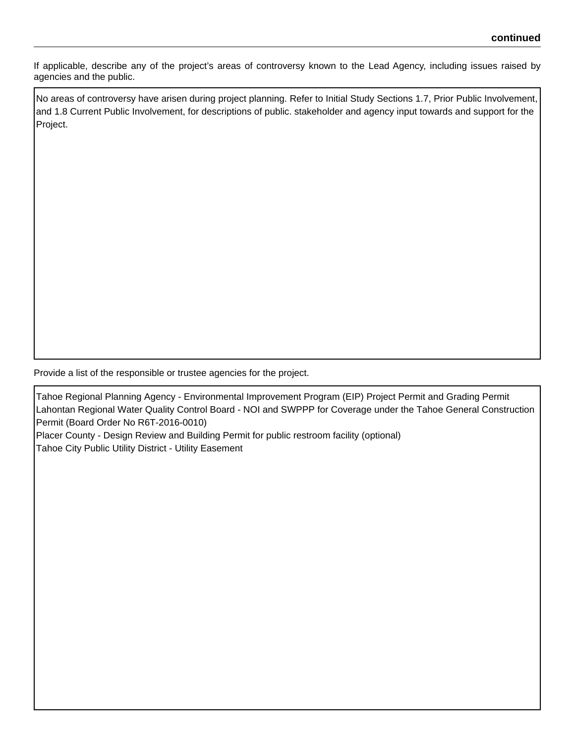**continued**

If applicable, describe any of the project's areas of controversy known to the Lead Agency, including issues raised by agencies and the public.

No areas of controversy have arisen during project planning. Refer to Initial Study Sections 1.7, Prior Public Involvement, and 1.8 Current Public Involvement, for descriptions of public. stakeholder and agency input towards and support for the Project.

Provide a list of the responsible or trustee agencies for the project.

Tahoe Regional Planning Agency - Environmental Improvement Program (EIP) Project Permit and Grading Permit
Lahontan Regional Water Quality Control Board - NOI and SWPPP for Coverage under the Tahoe General Construction Permit (Board Order No R6T-2016-0010)
Placer County - Design Review and Building Permit for public restroom facility (optional)
Tahoe City Public Utility District - Utility Easement